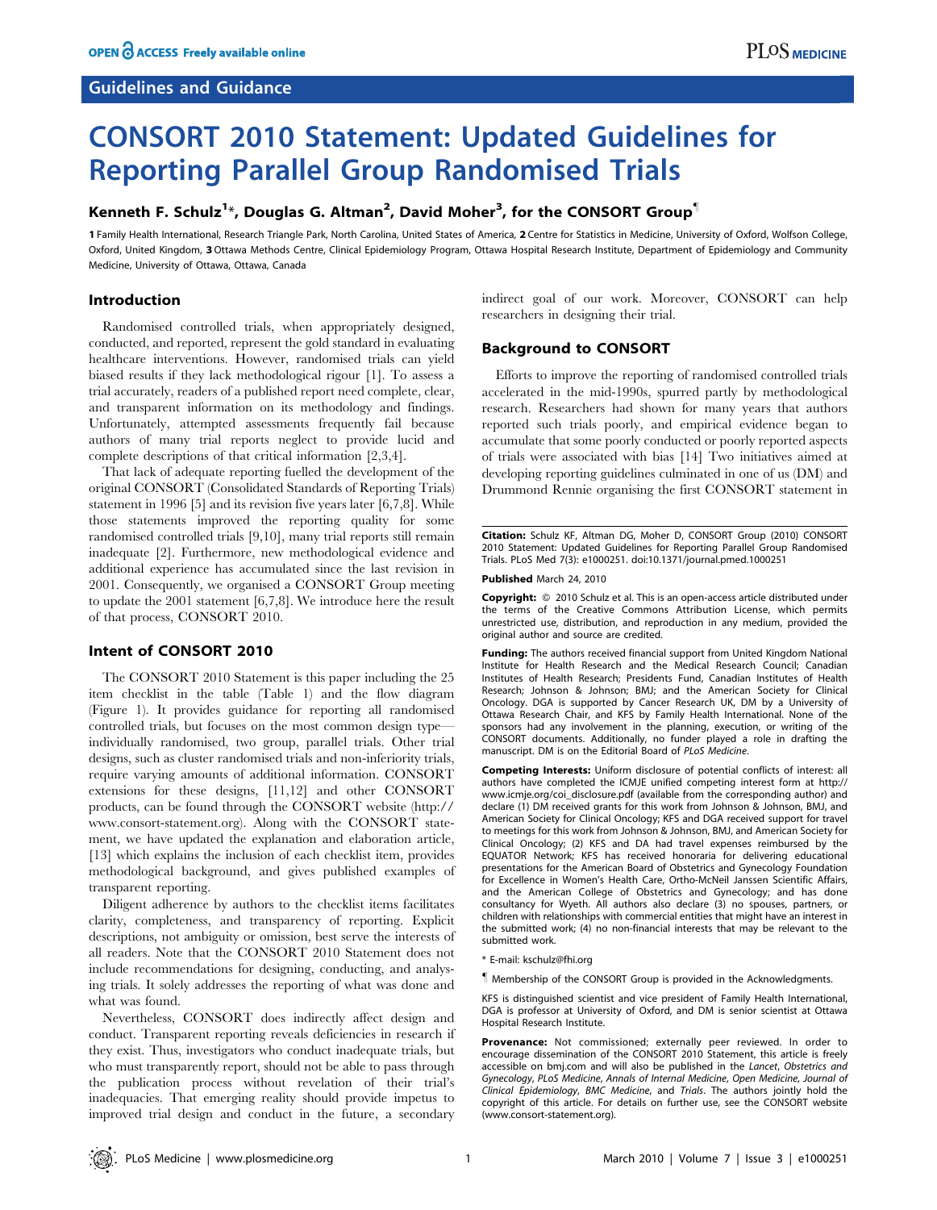# CONSORT 2010 Statement: Updated Guidelines for Reporting Parallel Group Randomised Trials

**Kenneth F. Schulz[1]*, Douglas G. Altman[2], David Moher[3], for the CONSORT Group¶**

**1** Family Health International, Research Triangle Park, North Carolina, United States of America, **2** Centre for Statistics in Medicine, University of Oxford, Wolfson College, Oxford, United Kingdom, **3** Ottawa Methods Centre, Clinical Epidemiology Program, Ottawa Hospital Research Institute, Department of Epidemiology and Community Medicine, University of Ottawa, Ottawa, Canada

## Introduction

Randomised controlled trials, when appropriately designed, conducted, and reported, represent the gold standard in evaluating healthcare interventions. However, randomised trials can yield biased results if they lack methodological rigour [1]. To assess a trial accurately, readers of a published report need complete, clear, and transparent information on its methodology and findings. Unfortunately, attempted assessments frequently fail because authors of many trial reports neglect to provide lucid and complete descriptions of that critical information [2,3,4].

That lack of adequate reporting fuelled the development of the original CONSORT (Consolidated Standards of Reporting Trials) statement in 1996 [5] and its revision five years later [6,7,8]. While those statements improved the reporting quality for some randomised controlled trials [9,10], many trial reports still remain inadequate [2]. Furthermore, new methodological evidence and additional experience has accumulated since the last revision in 2001. Consequently, we organised a CONSORT Group meeting to update the 2001 statement [6,7,8]. We introduce here the result of that process, CONSORT 2010.

## Intent of CONSORT 2010

The CONSORT 2010 Statement is this paper including the 25 item checklist in the table (Table 1) and the flow diagram (Figure 1). It provides guidance for reporting all randomised controlled trials, but focuses on the most common design type—individually randomised, two group, parallel trials. Other trial designs, such as cluster randomised trials and non-inferiority trials, require varying amounts of additional information. CONSORT extensions for these designs, [11,12] and other CONSORT products, can be found through the CONSORT website (http://www.consort-statement.org). Along with the CONSORT statement, we have updated the explanation and elaboration article, [13] which explains the inclusion of each checklist item, provides methodological background, and gives published examples of transparent reporting.

Diligent adherence by authors to the checklist items facilitates clarity, completeness, and transparency of reporting. Explicit descriptions, not ambiguity or omission, best serve the interests of all readers. Note that the CONSORT 2010 Statement does not include recommendations for designing, conducting, and analysing trials. It solely addresses the reporting of what was done and what was found.

Nevertheless, CONSORT does indirectly affect design and conduct. Transparent reporting reveals deficiencies in research if they exist. Thus, investigators who conduct inadequate trials, but who must transparently report, should not be able to pass through the publication process without revelation of their trial's inadequacies. That emerging reality should provide impetus to improved trial design and conduct in the future, a secondary indirect goal of our work. Moreover, CONSORT can help researchers in designing their trial.

## Background to CONSORT

Efforts to improve the reporting of randomised controlled trials accelerated in the mid-1990s, spurred partly by methodological research. Researchers had shown for many years that authors reported such trials poorly, and empirical evidence began to accumulate that some poorly conducted or poorly reported aspects of trials were associated with bias [14] Two initiatives aimed at developing reporting guidelines culminated in one of us (DM) and Drummond Rennie organising the first CONSORT statement in

---

**Citation:** Schulz KF, Altman DG, Moher D, CONSORT Group (2010) CONSORT 2010 Statement: Updated Guidelines for Reporting Parallel Group Randomised Trials. PLoS Med 7(3): e1000251. doi:10.1371/journal.pmed.1000251

**Published** March 24, 2010

**Copyright:** © 2010 Schulz et al. This is an open-access article distributed under the terms of the Creative Commons Attribution License, which permits unrestricted use, distribution, and reproduction in any medium, provided the original author and source are credited.

**Funding:** The authors received financial support from United Kingdom National Institute for Health Research and the Medical Research Council; Canadian Institutes of Health Research; Presidents Fund, Canadian Institutes of Health Research; Johnson & Johnson; BMJ; and the American Society for Clinical Oncology. DGA is supported by Cancer Research UK, DM by a University of Ottawa Research Chair, and KFS by Family Health International. None of the sponsors had any involvement in the planning, execution, or writing of the CONSORT documents. Additionally, no funder played a role in drafting the manuscript. DM is on the Editorial Board of *PLoS Medicine*.

**Competing Interests:** Uniform disclosure of potential conflicts of interest: all authors have completed the ICMJE unified competing interest form at http://www.icmje.org/coi_disclosure.pdf (available from the corresponding author) and declare (1) DM received grants for this work from Johnson & Johnson, BMJ, and American Society for Clinical Oncology; KFS and DGA received support for travel to meetings for this work from Johnson & Johnson, BMJ, and American Society for Clinical Oncology; (2) KFS and DA had travel expenses reimbursed by the EQUATOR Network; KFS has received honoraria for delivering educational presentations for the American Board of Obstetrics and Gynecology Foundation for Excellence in Women's Health Care, Ortho-McNeil Janssen Scientific Affairs, and the American College of Obstetrics and Gynecology; and has done consultancy for Wyeth. All authors also declare (3) no spouses, partners, or children with relationships with commercial entities that might have an interest in the submitted work; (4) no non-financial interests that may be relevant to the submitted work.

* E-mail: kschulz@fhi.org

¶ Membership of the CONSORT Group is provided in the Acknowledgments.

KFS is distinguished scientist and vice president of Family Health International, DGA is professor at University of Oxford, and DM is senior scientist at Ottawa Hospital Research Institute.

**Provenance:** Not commissioned; externally peer reviewed. In order to encourage dissemination of the CONSORT 2010 Statement, this article is freely accessible on bmj.com and will also be published in the *Lancet*, *Obstetrics and Gynecology*, *PLoS Medicine*, *Annals of Internal Medicine*, *Open Medicine*, *Journal of Clinical Epidemiology*, *BMC Medicine*, and *Trials*. The authors jointly hold the copyright of this article. For details on further use, see the CONSORT website (www.consort-statement.org).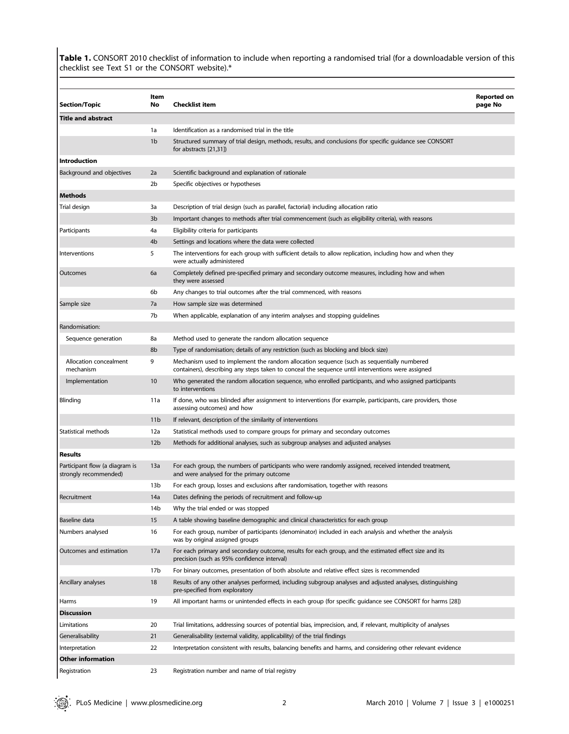**Table 1.** CONSORT 2010 checklist of information to include when reporting a randomised trial (for a downloadable version of this checklist see Text S1 or the CONSORT website).*

| Section/Topic | Item No | Checklist item | Reported on page No |
|---|---|---|---|
| **Title and abstract** | | | |
| | 1a | Identification as a randomised trial in the title | |
| | 1b | Structured summary of trial design, methods, results, and conclusions (for specific guidance see CONSORT for abstracts [21,31]) | |
| **Introduction** | | | |
| Background and objectives | 2a | Scientific background and explanation of rationale | |
| | 2b | Specific objectives or hypotheses | |
| **Methods** | | | |
| Trial design | 3a | Description of trial design (such as parallel, factorial) including allocation ratio | |
| | 3b | Important changes to methods after trial commencement (such as eligibility criteria), with reasons | |
| Participants | 4a | Eligibility criteria for participants | |
| | 4b | Settings and locations where the data were collected | |
| Interventions | 5 | The interventions for each group with sufficient details to allow replication, including how and when they were actually administered | |
| Outcomes | 6a | Completely defined pre-specified primary and secondary outcome measures, including how and when they were assessed | |
| | 6b | Any changes to trial outcomes after the trial commenced, with reasons | |
| Sample size | 7a | How sample size was determined | |
| | 7b | When applicable, explanation of any interim analyses and stopping guidelines | |
| Randomisation: | | | |
| Sequence generation | 8a | Method used to generate the random allocation sequence | |
| | 8b | Type of randomisation; details of any restriction (such as blocking and block size) | |
| Allocation concealment mechanism | 9 | Mechanism used to implement the random allocation sequence (such as sequentially numbered containers), describing any steps taken to conceal the sequence until interventions were assigned | |
| Implementation | 10 | Who generated the random allocation sequence, who enrolled participants, and who assigned participants to interventions | |
| Blinding | 11a | If done, who was blinded after assignment to interventions (for example, participants, care providers, those assessing outcomes) and how | |
| | 11b | If relevant, description of the similarity of interventions | |
| Statistical methods | 12a | Statistical methods used to compare groups for primary and secondary outcomes | |
| | 12b | Methods for additional analyses, such as subgroup analyses and adjusted analyses | |
| **Results** | | | |
| Participant flow (a diagram is strongly recommended) | 13a | For each group, the numbers of participants who were randomly assigned, received intended treatment, and were analysed for the primary outcome | |
| | 13b | For each group, losses and exclusions after randomisation, together with reasons | |
| Recruitment | 14a | Dates defining the periods of recruitment and follow-up | |
| | 14b | Why the trial ended or was stopped | |
| Baseline data | 15 | A table showing baseline demographic and clinical characteristics for each group | |
| Numbers analysed | 16 | For each group, number of participants (denominator) included in each analysis and whether the analysis was by original assigned groups | |
| Outcomes and estimation | 17a | For each primary and secondary outcome, results for each group, and the estimated effect size and its precision (such as 95% confidence interval) | |
| | 17b | For binary outcomes, presentation of both absolute and relative effect sizes is recommended | |
| Ancillary analyses | 18 | Results of any other analyses performed, including subgroup analyses and adjusted analyses, distinguishing pre-specified from exploratory | |
| Harms | 19 | All important harms or unintended effects in each group (for specific guidance see CONSORT for harms [28]) | |
| **Discussion** | | | |
| Limitations | 20 | Trial limitations, addressing sources of potential bias, imprecision, and, if relevant, multiplicity of analyses | |
| Generalisability | 21 | Generalisability (external validity, applicability) of the trial findings | |
| Interpretation | 22 | Interpretation consistent with results, balancing benefits and harms, and considering other relevant evidence | |
| **Other information** | | | |
| Registration | 23 | Registration number and name of trial registry | |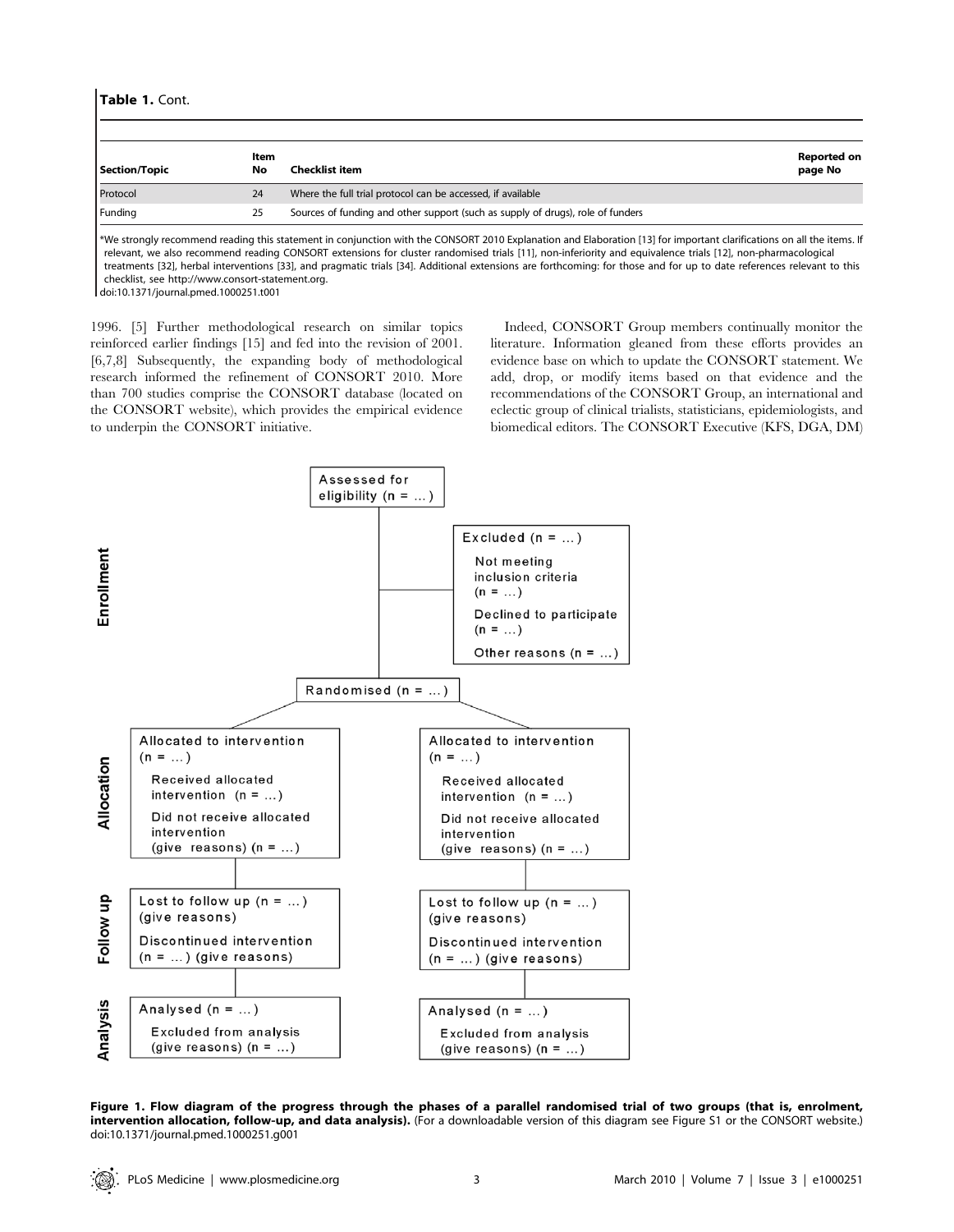**Table 1.** Cont.

| Section/Topic | Item No | Checklist item | Reported on page No |
| --- | --- | --- | --- |
| Protocol | 24 | Where the full trial protocol can be accessed, if available | |
| Funding | 25 | Sources of funding and other support (such as supply of drugs), role of funders | |

*We strongly recommend reading this statement in conjunction with the CONSORT 2010 Explanation and Elaboration [13] for important clarifications on all the items. If relevant, we also recommend reading CONSORT extensions for cluster randomised trials [11], non-inferiority and equivalence trials [12], non-pharmacological treatments [32], herbal interventions [33], and pragmatic trials [34]. Additional extensions are forthcoming: for those and for up to date references relevant to this checklist, see http://www.consort-statement.org.

doi:10.1371/journal.pmed.1000251.t001

1996. [5] Further methodological research on similar topics reinforced earlier findings [15] and fed into the revision of 2001. [6,7,8] Subsequently, the expanding body of methodological research informed the refinement of CONSORT 2010. More than 700 studies comprise the CONSORT database (located on the CONSORT website), which provides the empirical evidence to underpin the CONSORT initiative.

Indeed, CONSORT Group members continually monitor the literature. Information gleaned from these efforts provides an evidence base on which to update the CONSORT statement. We add, drop, or modify items based on that evidence and the recommendations of the CONSORT Group, an international and eclectic group of clinical trialists, statisticians, epidemiologists, and biomedical editors. The CONSORT Executive (KFS, DGA, DM)

**Enrollment**

- Assessed for eligibility (n = ...)
- Excluded (n = ...)
  - Not meeting inclusion criteria (n = ...)
  - Declined to participate (n = ...)
  - Other reasons (n = ...)
- Randomised (n = ...)

**Allocation**

| Allocated to intervention (n = ...) | Allocated to intervention (n = ...) |
| --- | --- |
| Received allocated intervention (n = ...) | Received allocated intervention (n = ...) |
| Did not receive allocated intervention (give reasons) (n = ...) | Did not receive allocated intervention (give reasons) (n = ...) |

**Follow up**

| Lost to follow up (n = ...) (give reasons) | Lost to follow up (n = ...) (give reasons) |
| --- | --- |
| Discontinued intervention (n = ...) (give reasons) | Discontinued intervention (n = ...) (give reasons) |

**Analysis**

| Analysed (n = ...) | Analysed (n = ...) |
| --- | --- |
| Excluded from analysis (give reasons) (n = ...) | Excluded from analysis (give reasons) (n = ...) |

**Figure 1. Flow diagram of the progress through the phases of a parallel randomised trial of two groups (that is, enrolment, intervention allocation, follow-up, and data analysis).** (For a downloadable version of this diagram see Figure S1 or the CONSORT website.)

doi:10.1371/journal.pmed.1000251.g001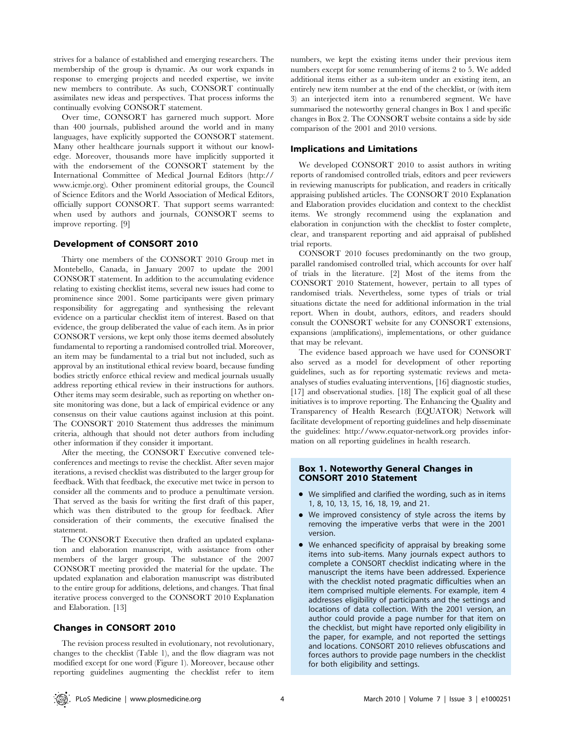strives for a balance of established and emerging researchers. The membership of the group is dynamic. As our work expands in response to emerging projects and needed expertise, we invite new members to contribute. As such, CONSORT continually assimilates new ideas and perspectives. That process informs the continually evolving CONSORT statement.

Over time, CONSORT has garnered much support. More than 400 journals, published around the world and in many languages, have explicitly supported the CONSORT statement. Many other healthcare journals support it without our knowledge. Moreover, thousands more have implicitly supported it with the endorsement of the CONSORT statement by the International Committee of Medical Journal Editors (http://www.icmje.org). Other prominent editorial groups, the Council of Science Editors and the World Association of Medical Editors, officially support CONSORT. That support seems warranted: when used by authors and journals, CONSORT seems to improve reporting. [9]

## Development of CONSORT 2010

Thirty one members of the CONSORT 2010 Group met in Montebello, Canada, in January 2007 to update the 2001 CONSORT statement. In addition to the accumulating evidence relating to existing checklist items, several new issues had come to prominence since 2001. Some participants were given primary responsibility for aggregating and synthesising the relevant evidence on a particular checklist item of interest. Based on that evidence, the group deliberated the value of each item. As in prior CONSORT versions, we kept only those items deemed absolutely fundamental to reporting a randomised controlled trial. Moreover, an item may be fundamental to a trial but not included, such as approval by an institutional ethical review board, because funding bodies strictly enforce ethical review and medical journals usually address reporting ethical review in their instructions for authors. Other items may seem desirable, such as reporting on whether on-site monitoring was done, but a lack of empirical evidence or any consensus on their value cautions against inclusion at this point. The CONSORT 2010 Statement thus addresses the minimum criteria, although that should not deter authors from including other information if they consider it important.

After the meeting, the CONSORT Executive convened teleconferences and meetings to revise the checklist. After seven major iterations, a revised checklist was distributed to the larger group for feedback. With that feedback, the executive met twice in person to consider all the comments and to produce a penultimate version. That served as the basis for writing the first draft of this paper, which was then distributed to the group for feedback. After consideration of their comments, the executive finalised the statement.

The CONSORT Executive then drafted an updated explanation and elaboration manuscript, with assistance from other members of the larger group. The substance of the 2007 CONSORT meeting provided the material for the update. The updated explanation and elaboration manuscript was distributed to the entire group for additions, deletions, and changes. That final iterative process converged to the CONSORT 2010 Explanation and Elaboration. [13]

## Changes in CONSORT 2010

The revision process resulted in evolutionary, not revolutionary, changes to the checklist (Table 1), and the flow diagram was not modified except for one word (Figure 1). Moreover, because other reporting guidelines augmenting the checklist refer to item numbers, we kept the existing items under their previous item numbers except for some renumbering of items 2 to 5. We added additional items either as a sub-item under an existing item, an entirely new item number at the end of the checklist, or (with item 3) an interjected item into a renumbered segment. We have summarised the noteworthy general changes in Box 1 and specific changes in Box 2. The CONSORT website contains a side by side comparison of the 2001 and 2010 versions.

## Implications and Limitations

We developed CONSORT 2010 to assist authors in writing reports of randomised controlled trials, editors and peer reviewers in reviewing manuscripts for publication, and readers in critically appraising published articles. The CONSORT 2010 Explanation and Elaboration provides elucidation and context to the checklist items. We strongly recommend using the explanation and elaboration in conjunction with the checklist to foster complete, clear, and transparent reporting and aid appraisal of published trial reports.

CONSORT 2010 focuses predominantly on the two group, parallel randomised controlled trial, which accounts for over half of trials in the literature. [2] Most of the items from the CONSORT 2010 Statement, however, pertain to all types of randomised trials. Nevertheless, some types of trials or trial situations dictate the need for additional information in the trial report. When in doubt, authors, editors, and readers should consult the CONSORT website for any CONSORT extensions, expansions (amplifications), implementations, or other guidance that may be relevant.

The evidence based approach we have used for CONSORT also served as a model for development of other reporting guidelines, such as for reporting systematic reviews and meta-analyses of studies evaluating interventions, [16] diagnostic studies, [17] and observational studies. [18] The explicit goal of all these initiatives is to improve reporting. The Enhancing the Quality and Transparency of Health Research (EQUATOR) Network will facilitate development of reporting guidelines and help disseminate the guidelines: http://www.equator-network.org provides information on all reporting guidelines in health research.

### Box 1. Noteworthy General Changes in CONSORT 2010 Statement

- We simplified and clarified the wording, such as in items 1, 8, 10, 13, 15, 16, 18, 19, and 21.
- We improved consistency of style across the items by removing the imperative verbs that were in the 2001 version.
- We enhanced specificity of appraisal by breaking some items into sub-items. Many journals expect authors to complete a CONSORT checklist indicating where in the manuscript the items have been addressed. Experience with the checklist noted pragmatic difficulties when an item comprised multiple elements. For example, item 4 addresses eligibility of participants and the settings and locations of data collection. With the 2001 version, an author could provide a page number for that item on the checklist, but might have reported only eligibility in the paper, for example, and not reported the settings and locations. CONSORT 2010 relieves obfuscations and forces authors to provide page numbers in the checklist for both eligibility and settings.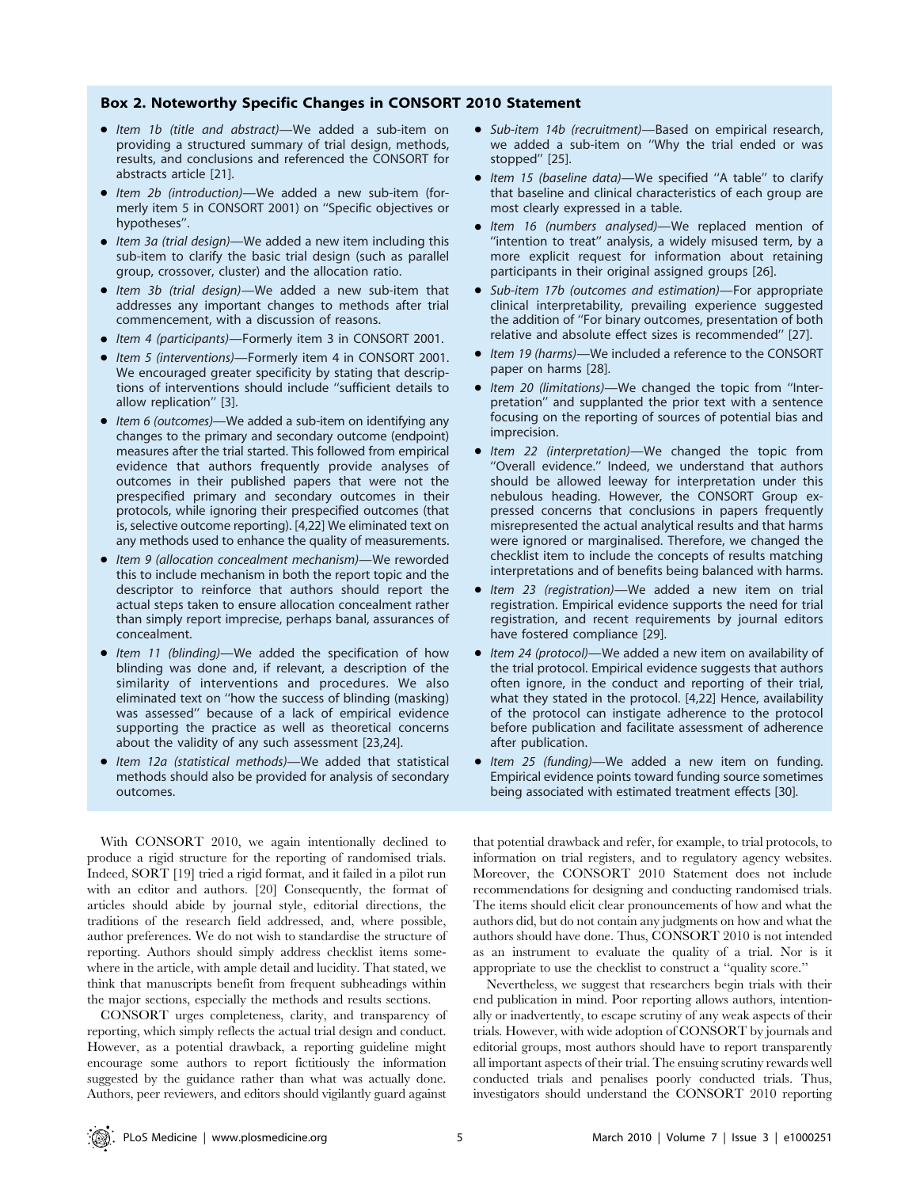### Box 2. Noteworthy Specific Changes in CONSORT 2010 Statement

- *Item 1b (title and abstract)*—We added a sub-item on providing a structured summary of trial design, methods, results, and conclusions and referenced the CONSORT for abstracts article [21].
- *Item 2b (introduction)*—We added a new sub-item (formerly item 5 in CONSORT 2001) on ''Specific objectives or hypotheses''.
- *Item 3a (trial design)*—We added a new item including this sub-item to clarify the basic trial design (such as parallel group, crossover, cluster) and the allocation ratio.
- *Item 3b (trial design)*—We added a new sub-item that addresses any important changes to methods after trial commencement, with a discussion of reasons.
- *Item 4 (participants)*—Formerly item 3 in CONSORT 2001.
- *Item 5 (interventions)*—Formerly item 4 in CONSORT 2001. We encouraged greater specificity by stating that descriptions of interventions should include ''sufficient details to allow replication'' [3].
- *Item 6 (outcomes)*—We added a sub-item on identifying any changes to the primary and secondary outcome (endpoint) measures after the trial started. This followed from empirical evidence that authors frequently provide analyses of outcomes in their published papers that were not the prespecified primary and secondary outcomes in their protocols, while ignoring their prespecified outcomes (that is, selective outcome reporting). [4,22] We eliminated text on any methods used to enhance the quality of measurements.
- *Item 9 (allocation concealment mechanism)*—We reworded this to include mechanism in both the report topic and the descriptor to reinforce that authors should report the actual steps taken to ensure allocation concealment rather than simply report imprecise, perhaps banal, assurances of concealment.
- *Item 11 (blinding)*—We added the specification of how blinding was done and, if relevant, a description of the similarity of interventions and procedures. We also eliminated text on ''how the success of blinding (masking) was assessed'' because of a lack of empirical evidence supporting the practice as well as theoretical concerns about the validity of any such assessment [23,24].
- *Item 12a (statistical methods)*—We added that statistical methods should also be provided for analysis of secondary outcomes.
- *Sub-item 14b (recruitment)*—Based on empirical research, we added a sub-item on ''Why the trial ended or was stopped'' [25].
- *Item 15 (baseline data)*—We specified ''A table'' to clarify that baseline and clinical characteristics of each group are most clearly expressed in a table.
- *Item 16 (numbers analysed)*—We replaced mention of ''intention to treat'' analysis, a widely misused term, by a more explicit request for information about retaining participants in their original assigned groups [26].
- *Sub-item 17b (outcomes and estimation)*—For appropriate clinical interpretability, prevailing experience suggested the addition of ''For binary outcomes, presentation of both relative and absolute effect sizes is recommended'' [27].
- *Item 19 (harms)*—We included a reference to the CONSORT paper on harms [28].
- *Item 20 (limitations)*—We changed the topic from ''Interpretation'' and supplanted the prior text with a sentence focusing on the reporting of sources of potential bias and imprecision.
- *Item 22 (interpretation)*—We changed the topic from ''Overall evidence.'' Indeed, we understand that authors should be allowed leeway for interpretation under this nebulous heading. However, the CONSORT Group expressed concerns that conclusions in papers frequently misrepresented the actual analytical results and that harms were ignored or marginalised. Therefore, we changed the checklist item to include the concepts of results matching interpretations and of benefits being balanced with harms.
- *Item 23 (registration)*—We added a new item on trial registration. Empirical evidence supports the need for trial registration, and recent requirements by journal editors have fostered compliance [29].
- *Item 24 (protocol)*—We added a new item on availability of the trial protocol. Empirical evidence suggests that authors often ignore, in the conduct and reporting of their trial, what they stated in the protocol. [4,22] Hence, availability of the protocol can instigate adherence to the protocol before publication and facilitate assessment of adherence after publication.
- *Item 25 (funding)*—We added a new item on funding. Empirical evidence points toward funding source sometimes being associated with estimated treatment effects [30].

With CONSORT 2010, we again intentionally declined to produce a rigid structure for the reporting of randomised trials. Indeed, SORT [19] tried a rigid format, and it failed in a pilot run with an editor and authors. [20] Consequently, the format of articles should abide by journal style, editorial directions, the traditions of the research field addressed, and, where possible, author preferences. We do not wish to standardise the structure of reporting. Authors should simply address checklist items somewhere in the article, with ample detail and lucidity. That stated, we think that manuscripts benefit from frequent subheadings within the major sections, especially the methods and results sections.

CONSORT urges completeness, clarity, and transparency of reporting, which simply reflects the actual trial design and conduct. However, as a potential drawback, a reporting guideline might encourage some authors to report fictitiously the information suggested by the guidance rather than what was actually done. Authors, peer reviewers, and editors should vigilantly guard against that potential drawback and refer, for example, to trial protocols, to information on trial registers, and to regulatory agency websites. Moreover, the CONSORT 2010 Statement does not include recommendations for designing and conducting randomised trials. The items should elicit clear pronouncements of how and what the authors did, but do not contain any judgments on how and what the authors should have done. Thus, CONSORT 2010 is not intended as an instrument to evaluate the quality of a trial. Nor is it appropriate to use the checklist to construct a ''quality score.''

Nevertheless, we suggest that researchers begin trials with their end publication in mind. Poor reporting allows authors, intentionally or inadvertently, to escape scrutiny of any weak aspects of their trials. However, with wide adoption of CONSORT by journals and editorial groups, most authors should have to report transparently all important aspects of their trial. The ensuing scrutiny rewards well conducted trials and penalises poorly conducted trials. Thus, investigators should understand the CONSORT 2010 reporting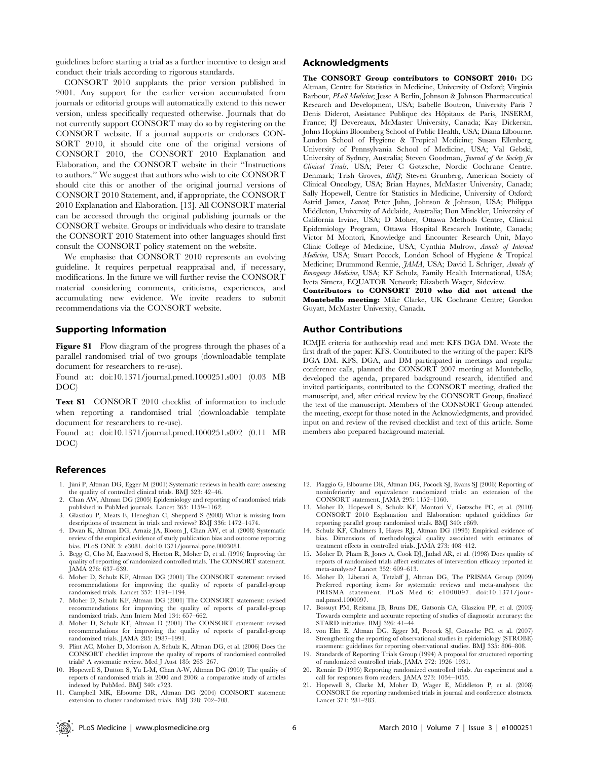guidelines before starting a trial as a further incentive to design and conduct their trials according to rigorous standards.

CONSORT 2010 supplants the prior version published in 2001. Any support for the earlier version accumulated from journals or editorial groups will automatically extend to this newer version, unless specifically requested otherwise. Journals that do not currently support CONSORT may do so by registering on the CONSORT website. If a journal supports or endorses CONSORT 2010, it should cite one of the original versions of CONSORT 2010, the CONSORT 2010 Explanation and Elaboration, and the CONSORT website in their "Instructions to authors." We suggest that authors who wish to cite CONSORT should cite this or another of the original journal versions of CONSORT 2010 Statement, and, if appropriate, the CONSORT 2010 Explanation and Elaboration. [13]. All CONSORT material can be accessed through the original publishing journals or the CONSORT website. Groups or individuals who desire to translate the CONSORT 2010 Statement into other languages should first consult the CONSORT policy statement on the website.

We emphasise that CONSORT 2010 represents an evolving guideline. It requires perpetual reappraisal and, if necessary, modifications. In the future we will further revise the CONSORT material considering comments, criticisms, experiences, and accumulating new evidence. We invite readers to submit recommendations via the CONSORT website.

## Supporting Information

**Figure S1** Flow diagram of the progress through the phases of a parallel randomised trial of two groups (downloadable template document for researchers to re-use).

Found at: doi:10.1371/journal.pmed.1000251.s001 (0.03 MB DOC)

**Text S1** CONSORT 2010 checklist of information to include when reporting a randomised trial (downloadable template document for researchers to re-use).

Found at: doi:10.1371/journal.pmed.1000251.s002 (0.11 MB DOC)

## Acknowledgments

**The CONSORT Group contributors to CONSORT 2010:** DG Altman, Centre for Statistics in Medicine, University of Oxford; Virginia Barbour, *PLoS Medicine*; Jesse A Berlin, Johnson & Johnson Pharmaceutical Research and Development, USA; Isabelle Boutron, University Paris 7 Denis Diderot, Assistance Publique des Hôpitaux de Paris, INSERM, France; PJ Devereaux, McMaster University, Canada; Kay Dickersin, Johns Hopkins Bloomberg School of Public Health, USA; Diana Elbourne, London School of Hygiene & Tropical Medicine; Susan Ellenberg, University of Pennsylvania School of Medicine, USA; Val Gebski, University of Sydney, Australia; Steven Goodman, *Journal of the Society for Clinical Trials*, USA; Peter C Gøtzsche, Nordic Cochrane Centre, Denmark; Trish Groves, *BMJ*; Steven Grunberg, American Society of Clinical Oncology, USA; Brian Haynes, McMaster University, Canada; Sally Hopewell, Centre for Statistics in Medicine, University of Oxford; Astrid James, *Lancet*; Peter Juhn, Johnson & Johnson, USA; Philippa Middleton, University of Adelaide, Australia; Don Minckler, University of California Irvine, USA; D Moher, Ottawa Methods Centre, Clinical Epidemiology Program, Ottawa Hospital Research Institute, Canada; Victor M Montori, Knowledge and Encounter Research Unit, Mayo Clinic College of Medicine, USA; Cynthia Mulrow, *Annals of Internal Medicine*, USA; Stuart Pocock, London School of Hygiene & Tropical Medicine; Drummond Rennie, *JAMA*, USA; David L Schriger, *Annals of Emergency Medicine*, USA; KF Schulz, Family Health International, USA; Iveta Simera, EQUATOR Network; Elizabeth Wager, Sideview.

**Contributors to CONSORT 2010 who did not attend the Montebello meeting:** Mike Clarke, UK Cochrane Centre; Gordon Guyatt, McMaster University, Canada.

## Author Contributions

ICMJE criteria for authorship read and met: KFS DGA DM. Wrote the first draft of the paper: KFS. Contributed to the writing of the paper: KFS DGA DM. KFS, DGA, and DM participated in meetings and regular conference calls, planned the CONSORT 2007 meeting at Montebello, developed the agenda, prepared background research, identified and invited participants, contributed to the CONSORT meeting, drafted the manuscript, and, after critical review by the CONSORT Group, finalized the text of the manuscript. Members of the CONSORT Group attended the meeting, except for those noted in the Acknowledgments, and provided input on and review of the revised checklist and text of this article. Some members also prepared background material.

## References

1. Jüni P, Altman DG, Egger M (2001) Systematic reviews in health care: assessing the quality of controlled clinical trials. BMJ 323: 42–46.
2. Chan AW, Altman DG (2005) Epidemiology and reporting of randomised trials published in PubMed journals. Lancet 365: 1159–1162.
3. Glasziou P, Meats E, Heneghan C, Shepperd S (2008) What is missing from descriptions of treatment in trials and reviews? BMJ 336: 1472–1474.
4. Dwan K, Altman DG, Arnaiz JA, Bloom J, Chan AW, et al. (2008) Systematic review of the empirical evidence of study publication bias and outcome reporting bias. PLoS ONE 3: e3081. doi:10.1371/journal.pone.0003081.
5. Begg C, Cho M, Eastwood S, Horton R, Moher D, et al. (1996) Improving the quality of reporting of randomized controlled trials. The CONSORT statement. JAMA 276: 637–639.
6. Moher D, Schulz KF, Altman DG (2001) The CONSORT statement: revised recommendations for improving the quality of reports of parallel-group randomised trials. Lancet 357: 1191–1194.
7. Moher D, Schulz KF, Altman DG (2001) The CONSORT statement: revised recommendations for improving the quality of reports of parallel-group randomized trials. Ann Intern Med 134: 657–662.
8. Moher D, Schulz KF, Altman D (2001) The CONSORT statement: revised recommendations for improving the quality of reports of parallel-group randomized trials. JAMA 285: 1987–1991.
9. Plint AC, Moher D, Morrison A, Schulz K, Altman DG, et al. (2006) Does the CONSORT checklist improve the quality of reports of randomised controlled trials? A systematic review. Med J Aust 185: 263–267.
10. Hopewell S, Dutton S, Yu L-M, Chan A-W, Altman DG (2010) The quality of reports of randomised trials in 2000 and 2006: a comparative study of articles indexed by PubMed. BMJ 340: c723.
11. Campbell MK, Elbourne DR, Altman DG (2004) CONSORT statement: extension to cluster randomised trials. BMJ 328: 702–708.
12. Piaggio G, Elbourne DR, Altman DG, Pocock SJ, Evans SJ (2006) Reporting of noninferiority and equivalence randomized trials: an extension of the CONSORT statement. JAMA 295: 1152–1160.
13. Moher D, Hopewell S, Schulz KF, Montori V, Gøtzsche PC, et al. (2010) CONSORT 2010 Explanation and Elaboration: updated guidelines for reporting parallel group randomised trials. BMJ 340: c869.
14. Schulz KF, Chalmers I, Hayes RJ, Altman DG (1995) Empirical evidence of bias. Dimensions of methodological quality associated with estimates of treatment effects in controlled trials. JAMA 273: 408–412.
15. Moher D, Pham B, Jones A, Cook DJ, Jadad AR, et al. (1998) Does quality of reports of randomised trials affect estimates of intervention efficacy reported in meta-analyses? Lancet 352: 609–613.
16. Moher D, Liberati A, Tetzlaff J, Altman DG, The PRISMA Group (2009) Preferred reporting items for systematic reviews and meta-analyses: the PRISMA statement. PLoS Med 6: e1000097. doi:10.1371/journal.pmed.1000097.
17. Bossuyt PM, Reitsma JB, Bruns DE, Gatsonis CA, Glasziou PP, et al. (2003) Towards complete and accurate reporting of studies of diagnostic accuracy: the STARD initiative. BMJ 326: 41–44.
18. von Elm E, Altman DG, Egger M, Pocock SJ, Gøtzsche PC, et al. (2007) Strengthening the reporting of observational studies in epidemiology (STROBE) statement: guidelines for reporting observational studies. BMJ 335: 806–808.
19. Standards of Reporting Trials Group (1994) A proposal for structured reporting of randomized controlled trials. JAMA 272: 1926–1931.
20. Rennie D (1995) Reporting randomized controlled trials. An experiment and a call for responses from readers. JAMA 273: 1054–1055.
21. Hopewell S, Clarke M, Moher D, Wager E, Middleton P, et al. (2008) CONSORT for reporting randomised trials in journal and conference abstracts. Lancet 371: 281–283.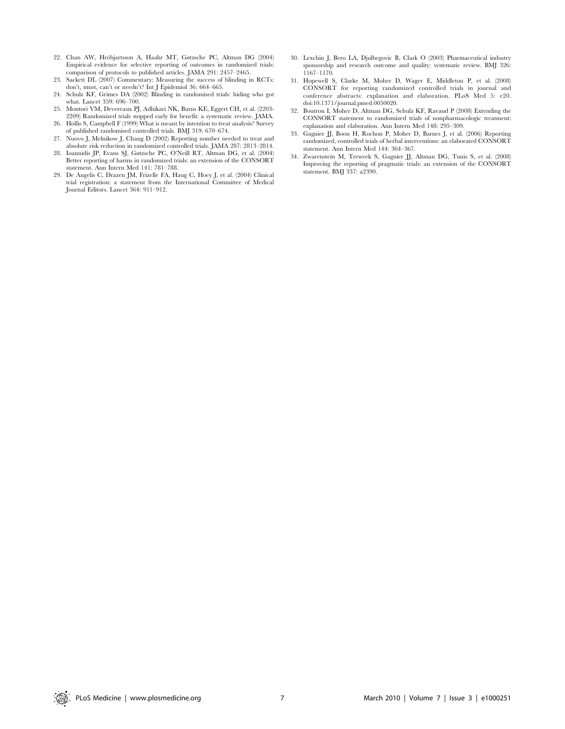22. Chan AW, Hróbjartsson A, Haahr MT, Gøtzsche PC, Altman DG (2004) Empirical evidence for selective reporting of outcomes in randomized trials: comparison of protocols to published articles. JAMA 291: 2457–2465.
23. Sackett DL (2007) Commentary: Measuring the success of blinding in RCTs: don't, must, can't or needn't? Int J Epidemiol 36: 664–665.
24. Schulz KF, Grimes DA (2002) Blinding in randomised trials: hiding who got what. Lancet 359: 696–700.
25. Montori VM, Devereaux PJ, Adhikari NK, Burns KE, Eggert CH, et al. (2203-2209) Randomized trials stopped early for benefit: a systematic review. JAMA.
26. Hollis S, Campbell F (1999) What is meant by intention to treat analysis? Survey of published randomised controlled trials. BMJ 319: 670–674.
27. Nuovo J, Melnikow J, Chang D (2002) Reporting number needed to treat and absolute risk reduction in randomized controlled trials. JAMA 287: 2813–2814.
28. Ioannidis JP, Evans SJ, Gøtzsche PC, O'Neill RT, Altman DG, et al. (2004) Better reporting of harms in randomized trials: an extension of the CONSORT statement. Ann Intern Med 141: 781–788.
29. De Angelis C, Drazen JM, Frizelle FA, Haug C, Hoey J, et al. (2004) Clinical trial registration: a statement from the International Committee of Medical Journal Editors. Lancet 364: 911–912.
30. Lexchin J, Bero LA, Djulbegovic B, Clark O (2003) Pharmaceutical industry sponsorship and research outcome and quality: systematic review. BMJ 326: 1167–1170.
31. Hopewell S, Clarke M, Moher D, Wager E, Middleton P, et al. (2008) CONSORT for reporting randomized controlled trials in journal and conference abstracts: explanation and elaboration. PLoS Med 5: e20. doi:10.1371/journal.pmed.0050020.
32. Boutron I, Moher D, Altman DG, Schulz KF, Ravaud P (2008) Extending the CONSORT statement to randomized trials of nonpharmacologic treatment: explanation and elaboration. Ann Intern Med 148: 295–309.
33. Gagnier JJ, Boon H, Rochon P, Moher D, Barnes J, et al. (2006) Reporting randomized, controlled trials of herbal interventions: an elaborated CONSORT statement. Ann Intern Med 144: 364–367.
34. Zwarenstein M, Treweek S, Gagnier JJ, Altman DG, Tunis S, et al. (2008) Improving the reporting of pragmatic trials: an extension of the CONSORT statement. BMJ 337: a2390.